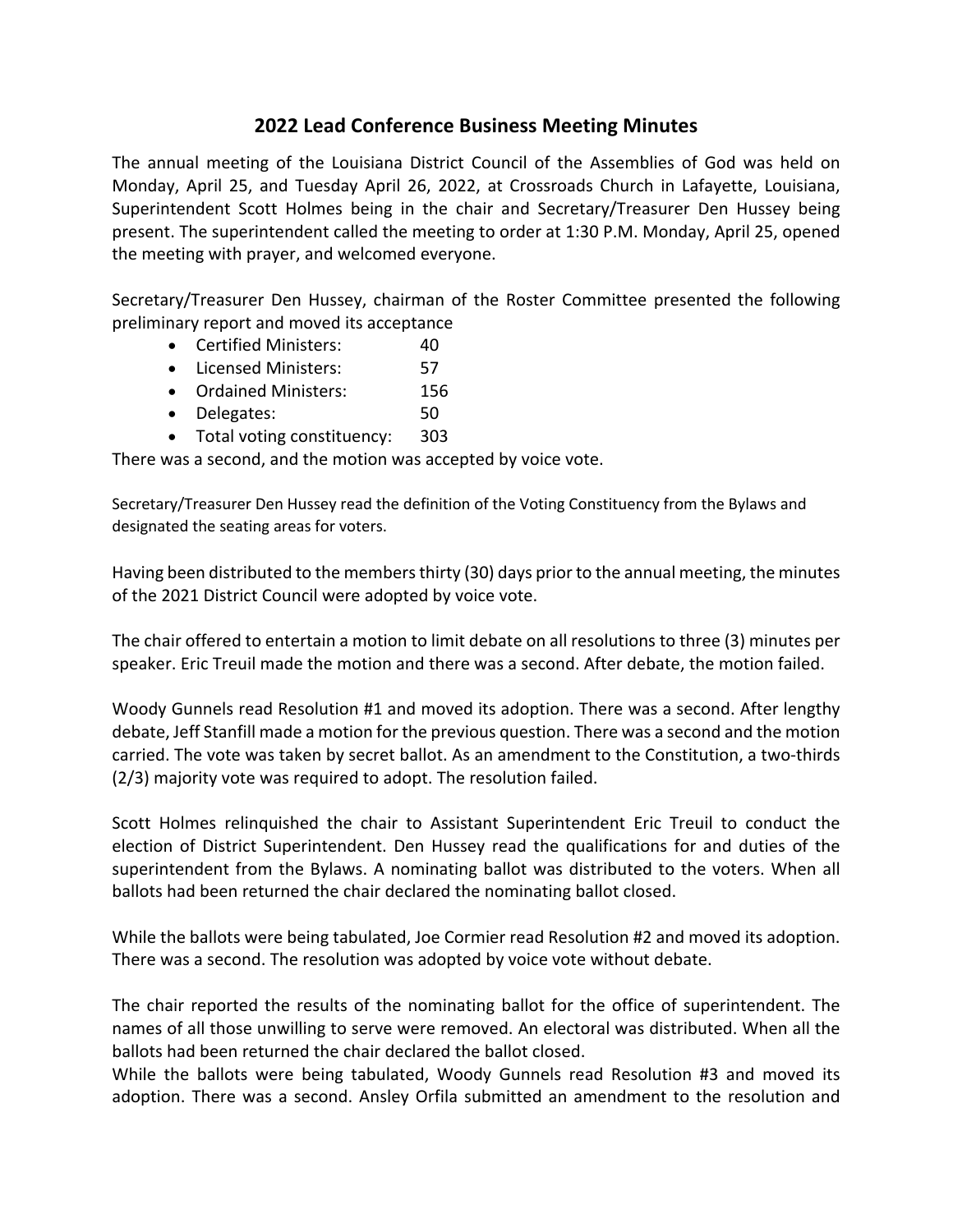## 2022 Lead Conference Business Meeting Minutes

The annual meeting of the Louisiana District Council of the Assemblies of God was held on Monday, April 25, and Tuesday April 26, 2022, at Crossroads Church in Lafayette, Louisiana, Superintendent Scott Holmes being in the chair and Secretary/Treasurer Den Hussey being present. The superintendent called the meeting to order at 1:30 P.M. Monday, April 25, opened the meeting with prayer, and welcomed everyone.

Secretary/Treasurer Den Hussey, chairman of the Roster Committee presented the following preliminary report and moved its acceptance

- Certified Ministers: 40
- Licensed Ministers: 57
- Ordained Ministers: 156
- Delegates: 50
- Total voting constituency: 303

There was a second, and the motion was accepted by voice vote.

Secretary/Treasurer Den Hussey read the definition of the Voting Constituency from the Bylaws and designated the seating areas for voters.

Having been distributed to the members thirty (30) days prior to the annual meeting, the minutes of the 2021 District Council were adopted by voice vote.

The chair offered to entertain a motion to limit debate on all resolutions to three (3) minutes per speaker. Eric Treuil made the motion and there was a second. After debate, the motion failed.

Woody Gunnels read Resolution #1 and moved its adoption. There was a second. After lengthy debate, Jeff Stanfill made a motion for the previous question. There was a second and the motion carried. The vote was taken by secret ballot. As an amendment to the Constitution, a two-thirds (2/3) majority vote was required to adopt. The resolution failed.

Scott Holmes relinquished the chair to Assistant Superintendent Eric Treuil to conduct the election of District Superintendent. Den Hussey read the qualifications for and duties of the superintendent from the Bylaws. A nominating ballot was distributed to the voters. When all ballots had been returned the chair declared the nominating ballot closed.

While the ballots were being tabulated, Joe Cormier read Resolution #2 and moved its adoption. There was a second. The resolution was adopted by voice vote without debate.

The chair reported the results of the nominating ballot for the office of superintendent. The names of all those unwilling to serve were removed. An electoral was distributed. When all the ballots had been returned the chair declared the ballot closed.

While the ballots were being tabulated, Woody Gunnels read Resolution #3 and moved its adoption. There was a second. Ansley Orfila submitted an amendment to the resolution and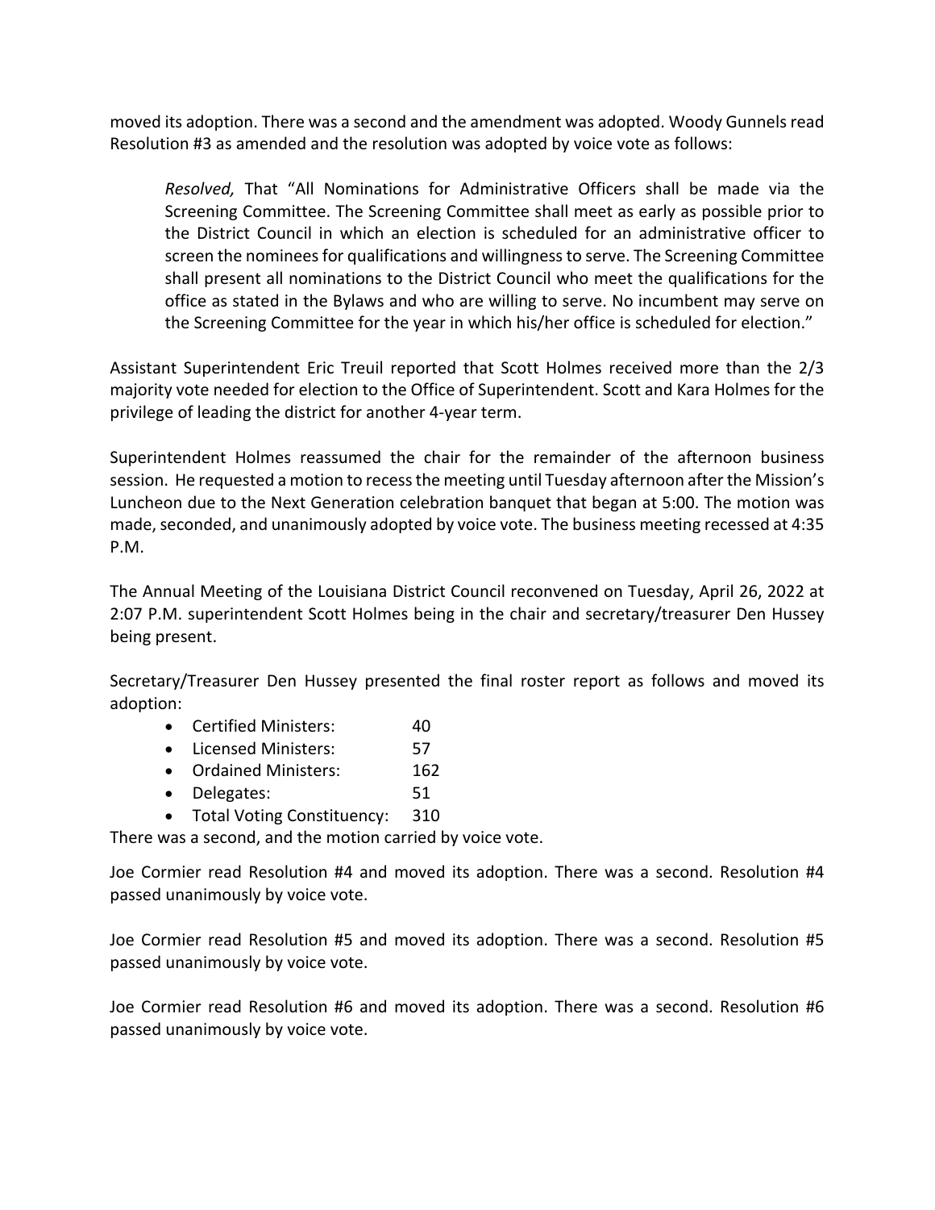moved its adoption. There was a second and the amendment was adopted. Woody Gunnels read Resolution #3 as amended and the resolution was adopted by voice vote as follows:

> *Resolved,* That "All Nominations for Administrative Officers shall be made via the Screening Committee. The Screening Committee shall meet as early as possible prior to the District Council in which an election is scheduled for an administrative officer to screen the nominees for qualifications and willingness to serve. The Screening Committee shall present all nominations to the District Council who meet the qualifications for the office as stated in the Bylaws and who are willing to serve. No incumbent may serve on the Screening Committee for the year in which his/her office is scheduled for election."

Assistant Superintendent Eric Treuil reported that Scott Holmes received more than the 2/3 majority vote needed for election to the Office of Superintendent. Scott and Kara Holmes for the privilege of leading the district for another 4-year term.

Superintendent Holmes reassumed the chair for the remainder of the afternoon business session. He requested a motion to recess the meeting until Tuesday afternoon after the Mission's Luncheon due to the Next Generation celebration banquet that began at 5:00. The motion was made, seconded, and unanimously adopted by voice vote. The business meeting recessed at 4:35 P.M.

The Annual Meeting of the Louisiana District Council reconvened on Tuesday, April 26, 2022 at 2:07 P.M. superintendent Scott Holmes being in the chair and secretary/treasurer Den Hussey being present.

Secretary/Treasurer Den Hussey presented the final roster report as follows and moved its adoption:

- Certified Ministers: 40
- Licensed Ministers: 57
- Ordained Ministers: 162
- Delegates: 51
- Total Voting Constituency: 310

There was a second, and the motion carried by voice vote.

Joe Cormier read Resolution #4 and moved its adoption. There was a second. Resolution #4 passed unanimously by voice vote.

Joe Cormier read Resolution #5 and moved its adoption. There was a second. Resolution #5 passed unanimously by voice vote.

Joe Cormier read Resolution #6 and moved its adoption. There was a second. Resolution #6 passed unanimously by voice vote.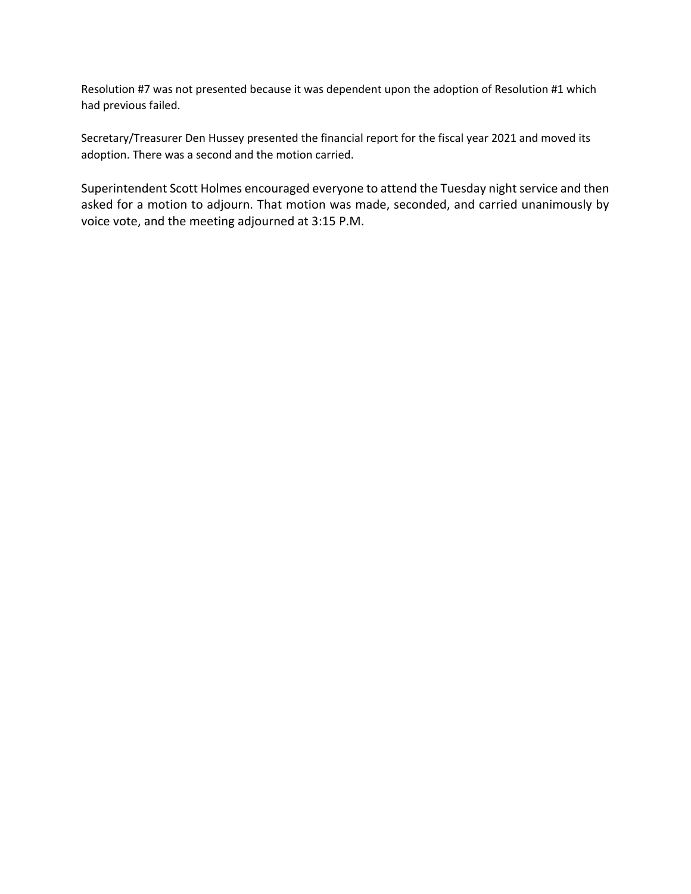Resolution #7 was not presented because it was dependent upon the adoption of Resolution #1 which had previous failed.

Secretary/Treasurer Den Hussey presented the financial report for the fiscal year 2021 and moved its adoption. There was a second and the motion carried.

Superintendent Scott Holmes encouraged everyone to attend the Tuesday night service and then asked for a motion to adjourn. That motion was made, seconded, and carried unanimously by voice vote, and the meeting adjourned at 3:15 P.M.